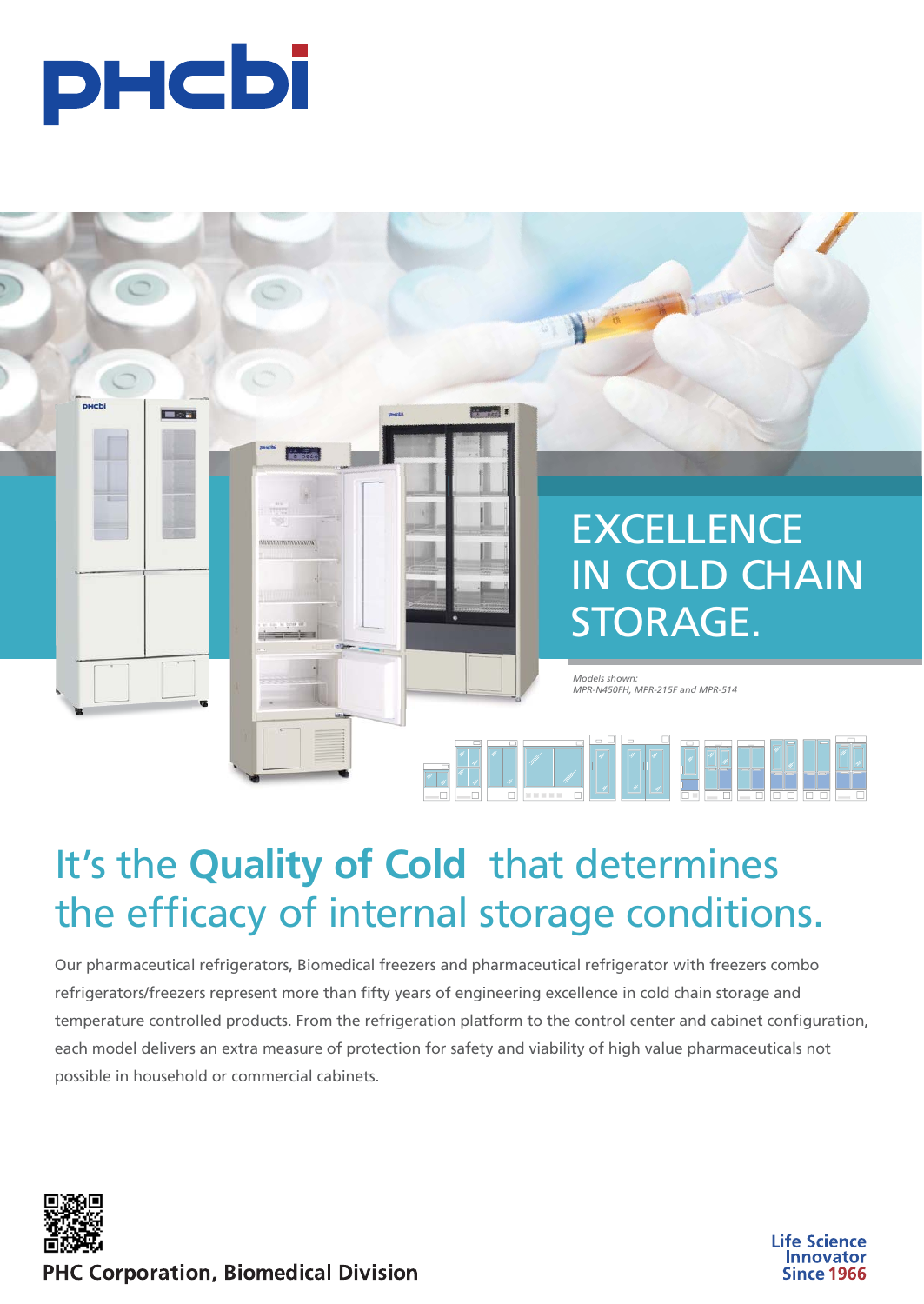# EXCELLENCE IN COLD CHAIN STORAGE.

*Models shown: MPR-N450FH, MPR-215F and MPR-514*

## It's the **Quality of Cold** that determines the efficacy of internal storage conditions.

Our pharmaceutical refrigerators, Biomedical freezers and pharmaceutical refrigerator with freezers combo refrigerators/freezers represent more than fifty years of engineering excellence in cold chain storage and temperature controlled products. From the refrigeration platform to the control center and cabinet configuration, each model delivers an extra measure of protection for safety and viability of high value pharmaceuticals not possible in household or commercial cabinets.

**PHC Corporation, Biomedical Division**

Life Science Innovator Since 1966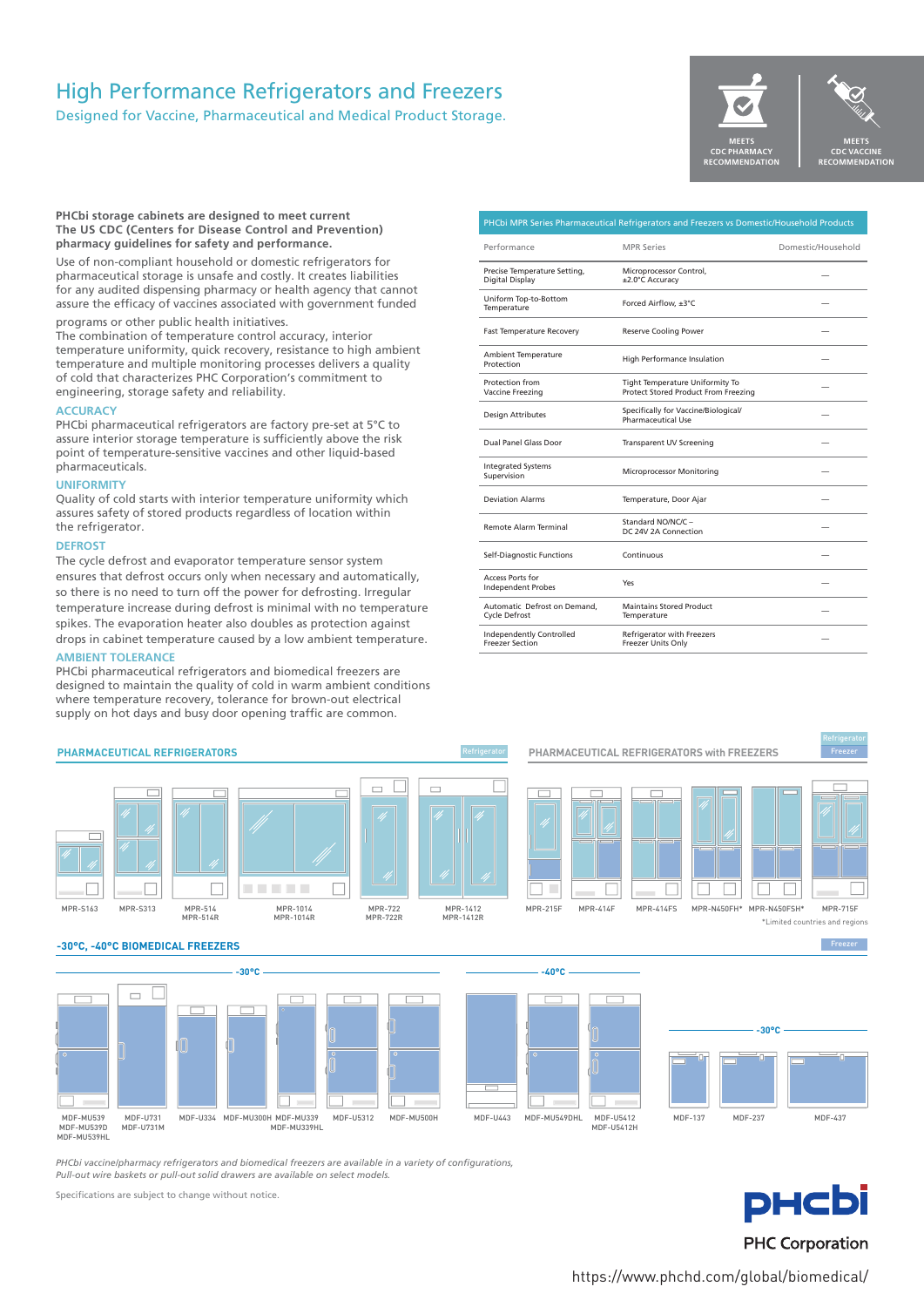# High Performance Refrigerators and Freezers

## Designed for Vaccine, Pharmaceutical and Medical Product Storage.

MEETS CDC PHARMACY RECOMMENDATION

MEETS CDC VACCINE RECOMMENDATION

**PHCbi storage cabinets are designed to meet current The US CDC (Centers for Disease Control and Prevention) pharmacy guidelines for safety and performance.**

Use of non-compliant household or domestic refrigerators for pharmaceutical storage is unsafe and costly. It creates liabilities for any audited dispensing pharmacy or health agency that cannot assure the efficacy of vaccines associated with government funded programs or other public health initiatives.

The combination of temperature control accuracy, interior temperature uniformity, quick recovery, resistance to high ambient temperature and multiple monitoring processes delivers a quality of cold that characterizes PHC Corporation's commitment to engineering, storage safety and reliability.

### ACCURACY

PHCbi pharmaceutical refrigerators are factory pre-set at 5°C to assure interior storage temperature is sufficiently above the risk point of temperature-sensitive vaccines and other liquid-based pharmaceuticals.

### UNIFORMITY

Quality of cold starts with interior temperature uniformity which assures safety of stored products regardless of location within the refrigerator.

### DEFROST

The cycle defrost and evaporator temperature sensor system ensures that defrost occurs only when necessary and automatically, so there is no need to turn off the power for defrosting. Irregular temperature increase during defrost is minimal with no temperature spikes. The evaporation heater also doubles as protection against drops in cabinet temperature caused by a low ambient temperature.

### AMBIENT TOLERANCE

PHCbi pharmaceutical refrigerators and biomedical freezers are designed to maintain the quality of cold in warm ambient conditions where temperature recovery, tolerance for brown-out electrical supply on hot days and busy door opening traffic are common.

**PHCbi MPR Series Pharmaceutical Refrigerators and Freezers vs Domestic/Household Products**

| Performance | MPR Series | Domestic/Household |
|---|---|---|
| Precise Temperature Setting, Digital Display | Microprocessor Control, ±2.0°C Accuracy | — |
| Uniform Top-to-Bottom Temperature | Forced Airflow, ±3°C | — |
| Fast Temperature Recovery | Reserve Cooling Power | — |
| Ambient Temperature Protection | High Performance Insulation | — |
| Protection from Vaccine Freezing | Tight Temperature Uniformity To Protect Stored Product From Freezing | — |
| Design Attributes | Specifically for Vaccine/Biological/ Pharmaceutical Use | — |
| Dual Panel Glass Door | Transparent UV Screening | — |
| Integrated Systems Supervision | Microprocessor Monitoring | — |
| Deviation Alarms | Temperature, Door Ajar | — |
| Remote Alarm Terminal | Standard NO/NC/C – DC 24V 2A Connection | — |
| Self-Diagnostic Functions | Continuous | — |
| Access Ports for Independent Probes | Yes | — |
| Automatic Defrost on Demand, Cycle Defrost | Maintains Stored Product Temperature | — |
| Independently Controlled Freezer Section | Refrigerator with Freezers Freezer Units Only | — |

### PHARMACEUTICAL REFRIGERATORS

Refrigerator

MPR-S163, MPR-S313, MPR-514 / MPR-514R, MPR-1014 / MPR-1014R, MPR-722 / MPR-722R, MPR-1412 / MPR-1412R

### PHARMACEUTICAL REFRIGERATORS with FREEZERS

Refrigerator / Freezer

MPR-215F, MPR-414F, MPR-414FS, MPR-N450FH*, MPR-N450FSH*, MPR-715F

*Limited countries and regions

### -30°C, -40°C BIOMEDICAL FREEZERS

Freezer

-30°C: MDF-MU539 / MDF-MU539D / MDF-MU539HL, MDF-U731 / MDF-U731M, MDF-U334, MDF-MU300H, MDF-MU339 / MDF-MU339HL, MDF-U5312, MDF-MU500H

-40°C: MDF-U443, MDF-MU549DHL, MDF-U5412 / MDF-U5412H

-30°C: MDF-137, MDF-237, MDF-437

*PHCbi vaccine/pharmacy refrigerators and biomedical freezers are available in a variety of configurations, Pull-out wire baskets or pull-out solid drawers are available on select models.*

Specifications are subject to change without notice.

PHCbi

PHC Corporation

https://www.phchd.com/global/biomedical/